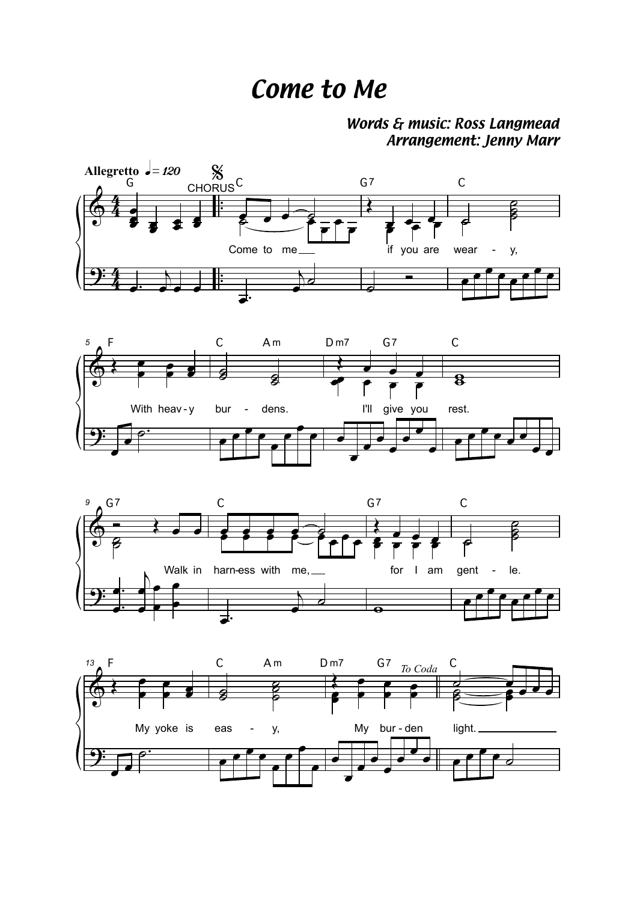# Come to Me

*Words & music: Ross Langmead*
*Arrangement: Jenny Marr*

**Allegretto** ♩ = 120

CHORUS

Come to me if you are weary,
With heavy burdens. I'll give you rest.
Walk in harness with me, for I am gentle.
My yoke is easy, My burden light.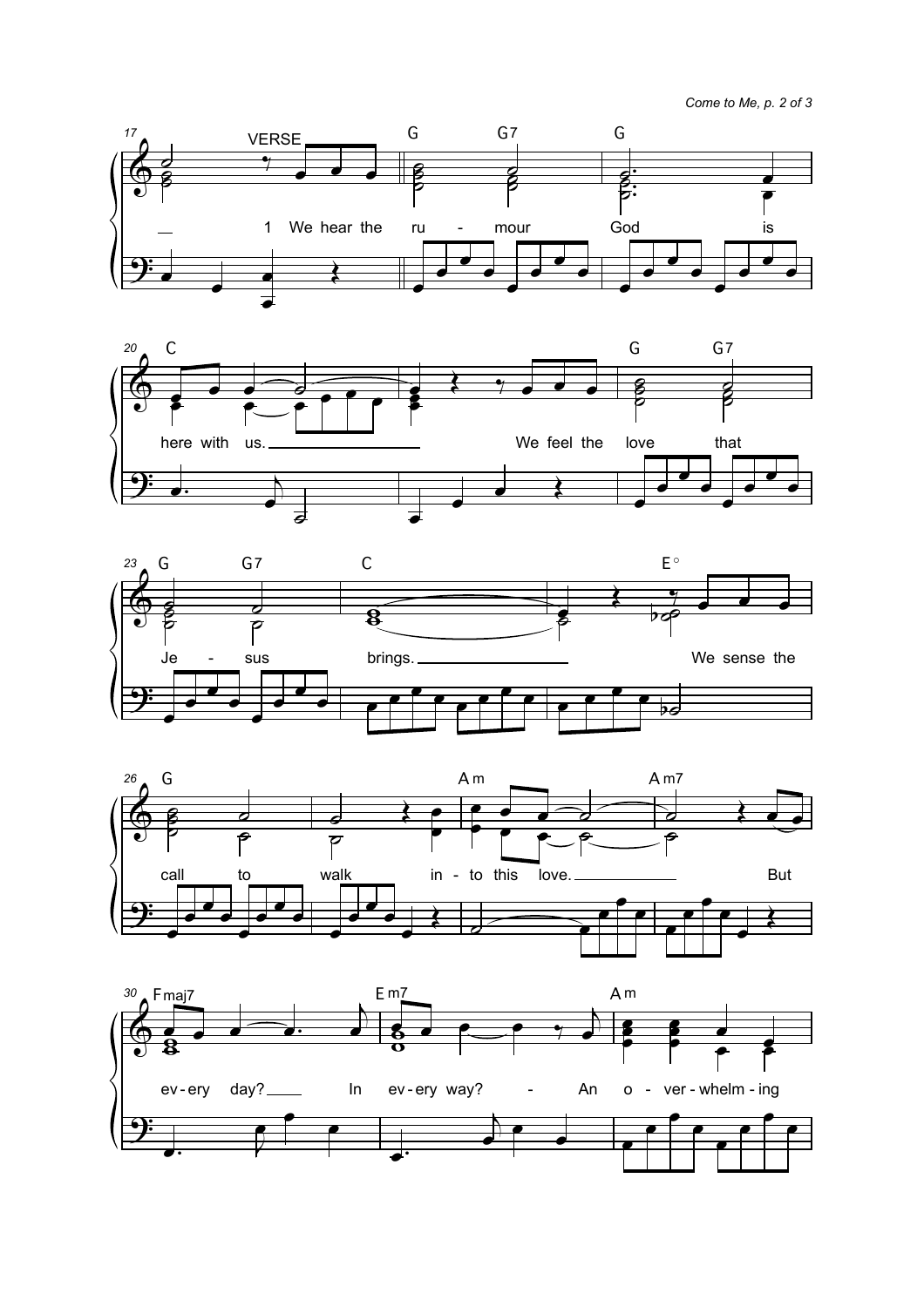VERSE

1 We hear the rumour God is here with us. We feel the love that Jesus brings. We sense the call to walk into this love. But every day? In every way? An overwhelming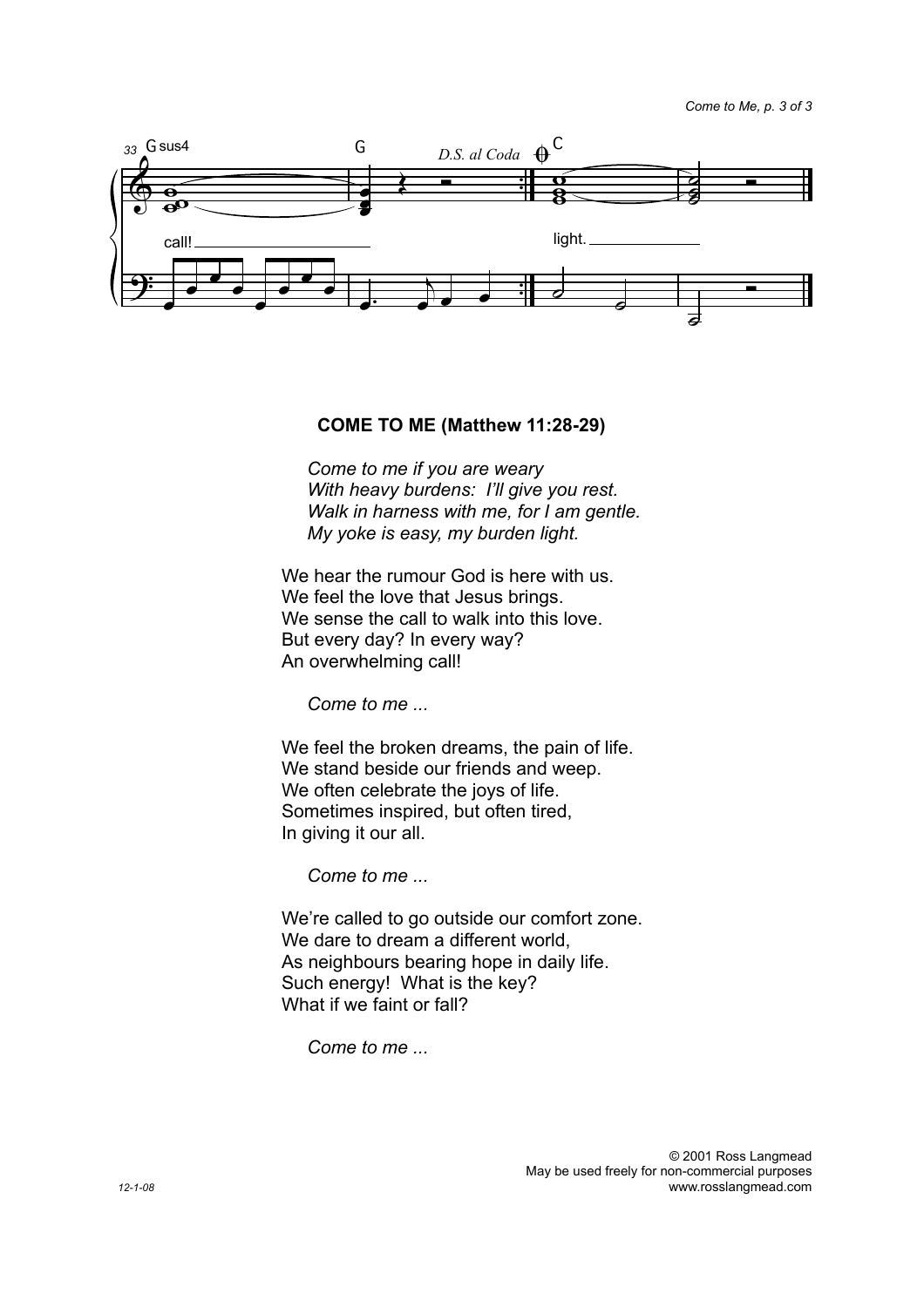33 Gsus4 G D.S. al Coda C

call! light.

**COME TO ME (Matthew 11:28-29)**

*Come to me if you are weary*
*With heavy burdens: I'll give you rest.*
*Walk in harness with me, for I am gentle.*
*My yoke is easy, my burden light.*

We hear the rumour God is here with us.
We feel the love that Jesus brings.
We sense the call to walk into this love.
But every day? In every way?
An overwhelming call!

*Come to me ...*

We feel the broken dreams, the pain of life.
We stand beside our friends and weep.
We often celebrate the joys of life.
Sometimes inspired, but often tired,
In giving it our all.

*Come to me ...*

We're called to go outside our comfort zone.
We dare to dream a different world,
As neighbours bearing hope in daily life.
Such energy! What is the key?
What if we faint or fall?

*Come to me ...*

12-1-08

© 2001 Ross Langmead
May be used freely for non-commercial purposes
www.rosslangmead.com